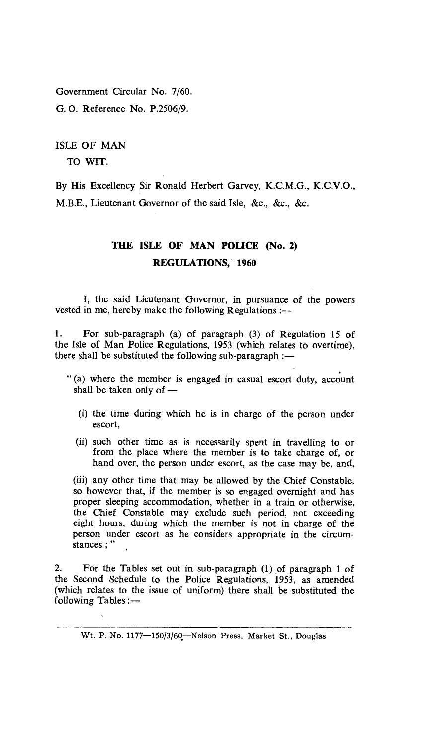Government Circular No. 7/60.

G. O. Reference No. P.2506/9.

ISLE OF MAN

TO WIT.

By His Excellency Sir Ronald Herbert Garvey, K.C.M.G., K.C.V.O., M.B.E., Lieutenant Governor of the said Isle, &c., &c., &c.

# THE ISLE OF MAN POLICE (No. 2) REGULATIONS, 1960

I, the said Lieutenant Governor, in pursuance of the powers vested in me, hereby make the following Regulations :—

1. For sub-paragraph (a) of paragraph (3) of Regulation 15 of the Isle of Man Police Regulations, 1953 (which relates to overtime), there shall be substituted the following sub-paragraph :—

" (a) where the member is engaged in casual escort duty, account shall be taken only of —

(i) the time during which he is in charge of the person under escort,

(ii) such other time as is necessarily spent in travelling to or from the place where the member is to take charge of, or hand over, the person under escort, as the case may be, and,

(iii) any other time that may be allowed by the Chief Constable, so however that, if the member is so engaged overnight and has proper sleeping accommodation, whether in a train or otherwise, the Chief Constable may exclude such period, not exceeding eight hours, during which the member is not in charge of the person under escort as he considers appropriate in the circumstances ; "

2. For the Tables set out in sub-paragraph (1) of paragraph 1 of the Second Schedule to the Police Regulations, 1953, as amended (which relates to the issue of uniform) there shall be substituted the following Tables :—

Wt. P. No. 1177—150/3/60—Nelson Press, Market St., Douglas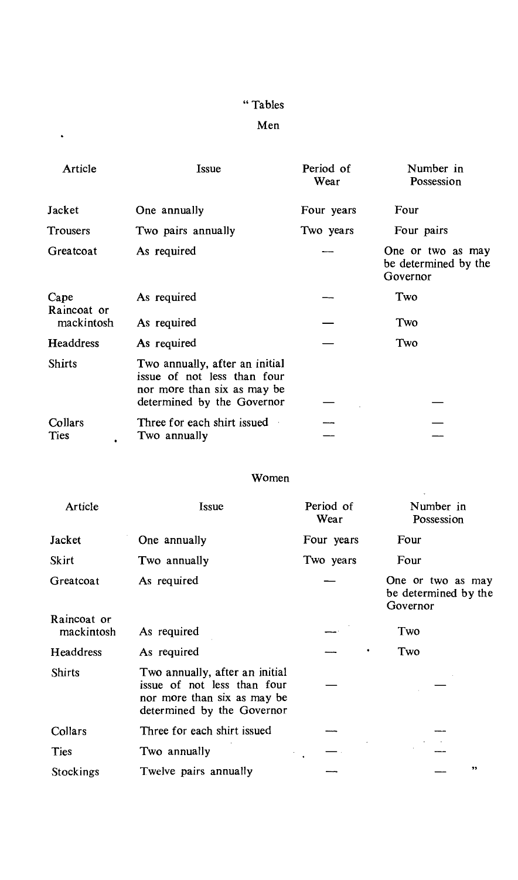"Tables

Men

| Article | Issue | Period of Wear | Number in Possession |
|---|---|---|---|
| Jacket | One annually | Four years | Four |
| Trousers | Two pairs annually | Two years | Four pairs |
| Greatcoat | As required | — | One or two as may be determined by the Governor |
| Cape | As required | — | Two |
| Raincoat or mackintosh | As required | — | Two |
| Headdress | As required | — | Two |
| Shirts | Two annually, after an initial issue of not less than four nor more than six as may be determined by the Governor | — | — |
| Collars | Three for each shirt issued | — | — |
| Ties | Two annually | — | — |

Women

| Article | Issue | Period of Wear | Number in Possession |
|---|---|---|---|
| Jacket | One annually | Four years | Four |
| Skirt | Two annually | Two years | Four |
| Greatcoat | As required | — | One or two as may be determined by the Governor |
| Raincoat or mackintosh | As required | — | Two |
| Headdress | As required | — | Two |
| Shirts | Two annually, after an initial issue of not less than four nor more than six as may be determined by the Governor | — | — |
| Collars | Three for each shirt issued | — | — |
| Ties | Two annually | — | — |
| Stockings | Twelve pairs annually | — | — " |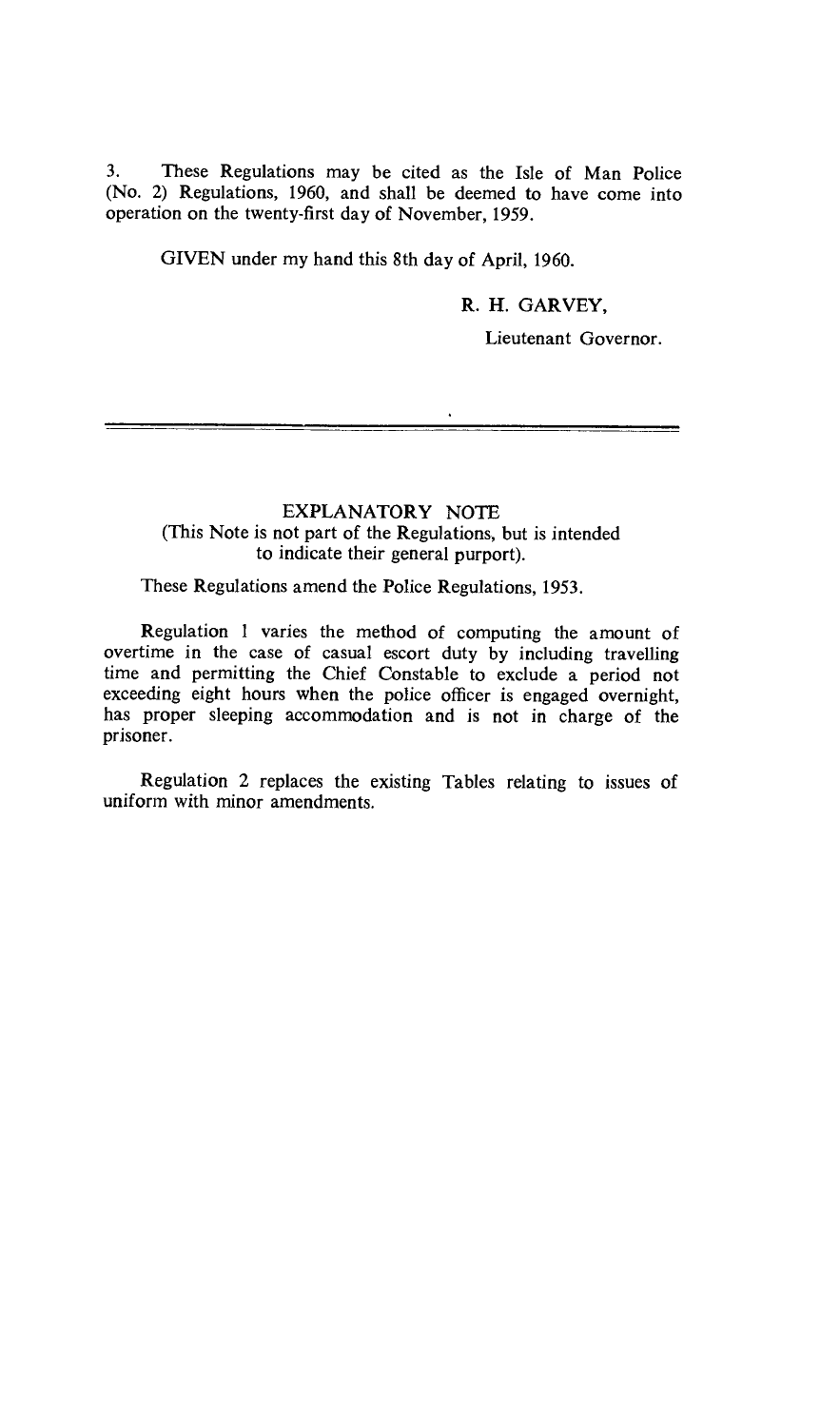3. These Regulations may be cited as the Isle of Man Police (No. 2) Regulations, 1960, and shall be deemed to have come into operation on the twenty-first day of November, 1959.

GIVEN under my hand this 8th day of April, 1960.

R. H. GARVEY,

Lieutenant Governor.

---

## EXPLANATORY NOTE

(This Note is not part of the Regulations, but is intended to indicate their general purport).

These Regulations amend the Police Regulations, 1953.

Regulation 1 varies the method of computing the amount of overtime in the case of casual escort duty by including travelling time and permitting the Chief Constable to exclude a period not exceeding eight hours when the police officer is engaged overnight, has proper sleeping accommodation and is not in charge of the prisoner.

Regulation 2 replaces the existing Tables relating to issues of uniform with minor amendments.